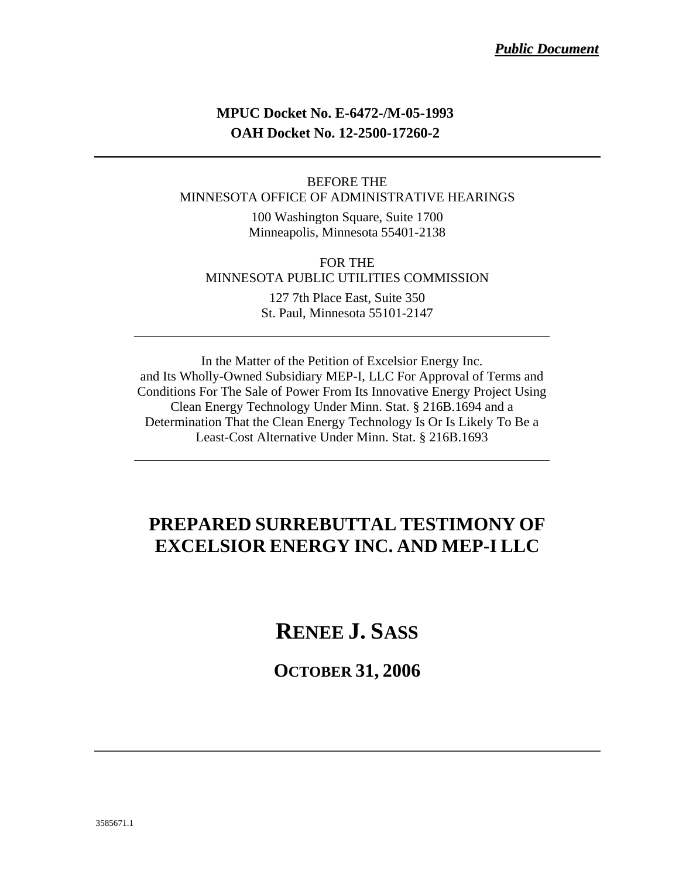***Public Document***

**MPUC Docket No. E-6472-/M-05-1993**
**OAH Docket No. 12-2500-17260-2**

---

BEFORE THE
MINNESOTA OFFICE OF ADMINISTRATIVE HEARINGS

100 Washington Square, Suite 1700
Minneapolis, Minnesota 55401-2138

FOR THE
MINNESOTA PUBLIC UTILITIES COMMISSION

127 7th Place East, Suite 350
St. Paul, Minnesota 55101-2147

---

In the Matter of the Petition of Excelsior Energy Inc. and Its Wholly-Owned Subsidiary MEP-I, LLC For Approval of Terms and Conditions For The Sale of Power From Its Innovative Energy Project Using Clean Energy Technology Under Minn. Stat. § 216B.1694 and a Determination That the Clean Energy Technology Is Or Is Likely To Be a Least-Cost Alternative Under Minn. Stat. § 216B.1693

---

# PREPARED SURREBUTTAL TESTIMONY OF EXCELSIOR ENERGY INC. AND MEP-I LLC

# RENEE J. SASS

## OCTOBER 31, 2006

---

3585671.1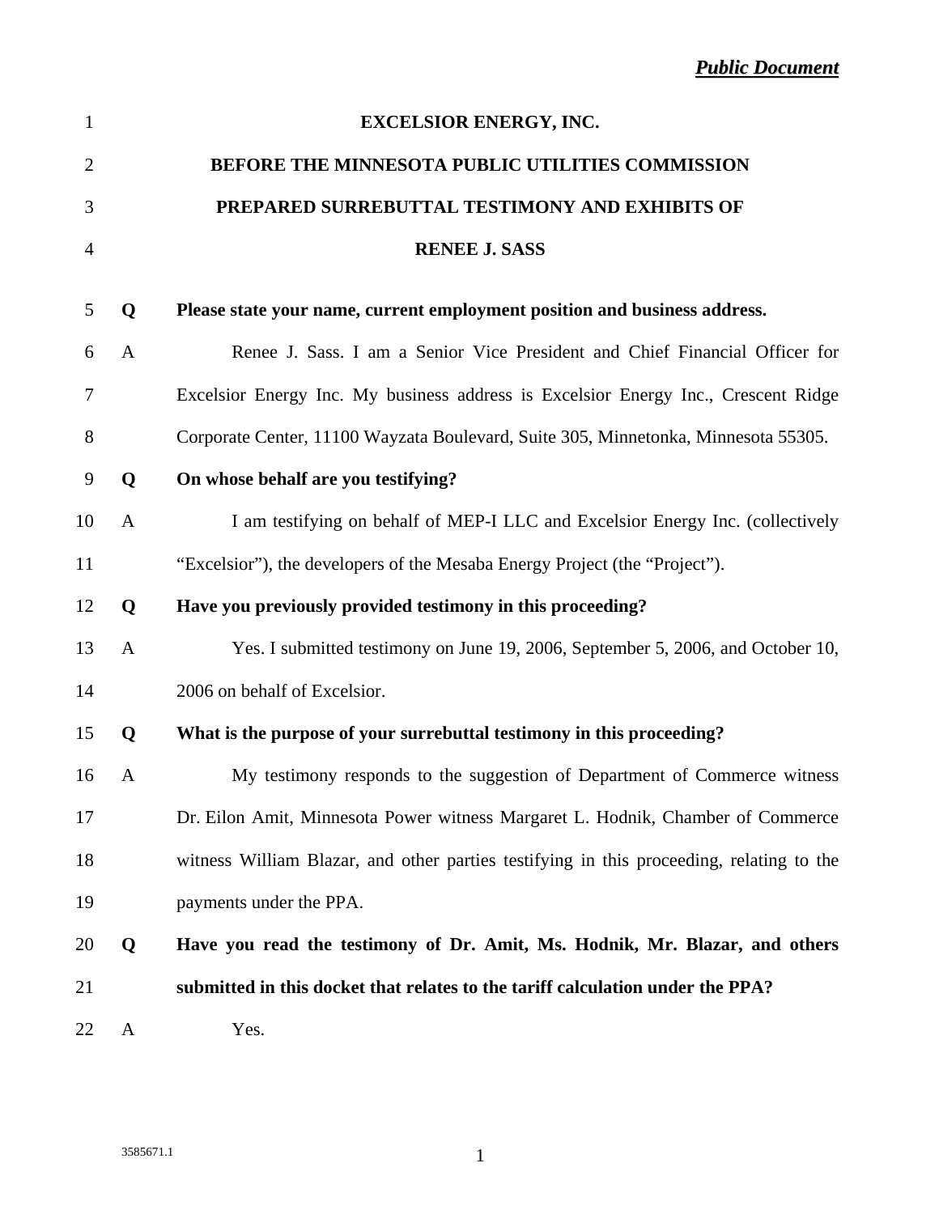***Public Document***

**EXCELSIOR ENERGY, INC.**

**BEFORE THE MINNESOTA PUBLIC UTILITIES COMMISSION**

**PREPARED SURREBUTTAL TESTIMONY AND EXHIBITS OF**

**RENEE J. SASS**

**Q Please state your name, current employment position and business address.**

A Renee J. Sass. I am a Senior Vice President and Chief Financial Officer for Excelsior Energy Inc. My business address is Excelsior Energy Inc., Crescent Ridge Corporate Center, 11100 Wayzata Boulevard, Suite 305, Minnetonka, Minnesota 55305.

**Q On whose behalf are you testifying?**

A I am testifying on behalf of MEP-I LLC and Excelsior Energy Inc. (collectively "Excelsior"), the developers of the Mesaba Energy Project (the "Project").

**Q Have you previously provided testimony in this proceeding?**

A Yes. I submitted testimony on June 19, 2006, September 5, 2006, and October 10, 2006 on behalf of Excelsior.

**Q What is the purpose of your surrebuttal testimony in this proceeding?**

A My testimony responds to the suggestion of Department of Commerce witness Dr. Eilon Amit, Minnesota Power witness Margaret L. Hodnik, Chamber of Commerce witness William Blazar, and other parties testifying in this proceeding, relating to the payments under the PPA.

**Q Have you read the testimony of Dr. Amit, Ms. Hodnik, Mr. Blazar, and others submitted in this docket that relates to the tariff calculation under the PPA?**

A Yes.

3585671.1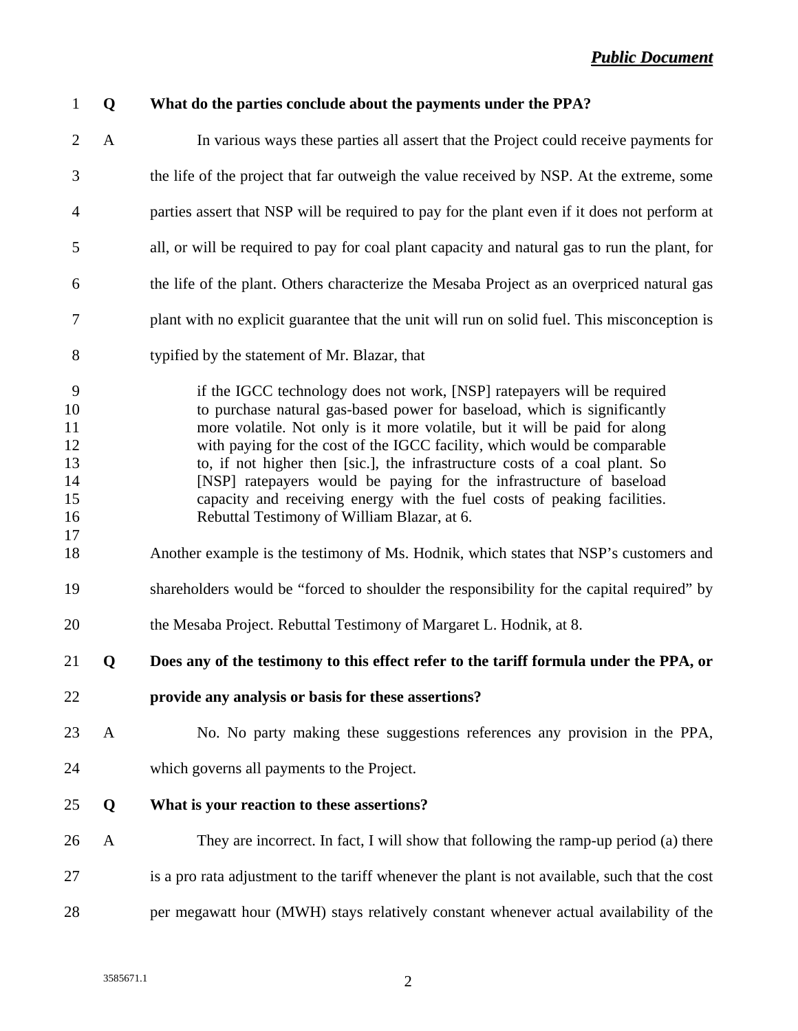**Q What do the parties conclude about the payments under the PPA?**

A In various ways these parties all assert that the Project could receive payments for the life of the project that far outweigh the value received by NSP. At the extreme, some parties assert that NSP will be required to pay for the plant even if it does not perform at all, or will be required to pay for coal plant capacity and natural gas to run the plant, for the life of the plant. Others characterize the Mesaba Project as an overpriced natural gas plant with no explicit guarantee that the unit will run on solid fuel. This misconception is typified by the statement of Mr. Blazar, that

> if the IGCC technology does not work, [NSP] ratepayers will be required to purchase natural gas-based power for baseload, which is significantly more volatile. Not only is it more volatile, but it will be paid for along with paying for the cost of the IGCC facility, which would be comparable to, if not higher then [sic.], the infrastructure costs of a coal plant. So [NSP] ratepayers would be paying for the infrastructure of baseload capacity and receiving energy with the fuel costs of peaking facilities. Rebuttal Testimony of William Blazar, at 6.

Another example is the testimony of Ms. Hodnik, which states that NSP's customers and shareholders would be "forced to shoulder the responsibility for the capital required" by the Mesaba Project. Rebuttal Testimony of Margaret L. Hodnik, at 8.

**Q Does any of the testimony to this effect refer to the tariff formula under the PPA, or provide any analysis or basis for these assertions?**

A No. No party making these suggestions references any provision in the PPA, which governs all payments to the Project.

**Q What is your reaction to these assertions?**

A They are incorrect. In fact, I will show that following the ramp-up period (a) there is a pro rata adjustment to the tariff whenever the plant is not available, such that the cost per megawatt hour (MWH) stays relatively constant whenever actual availability of the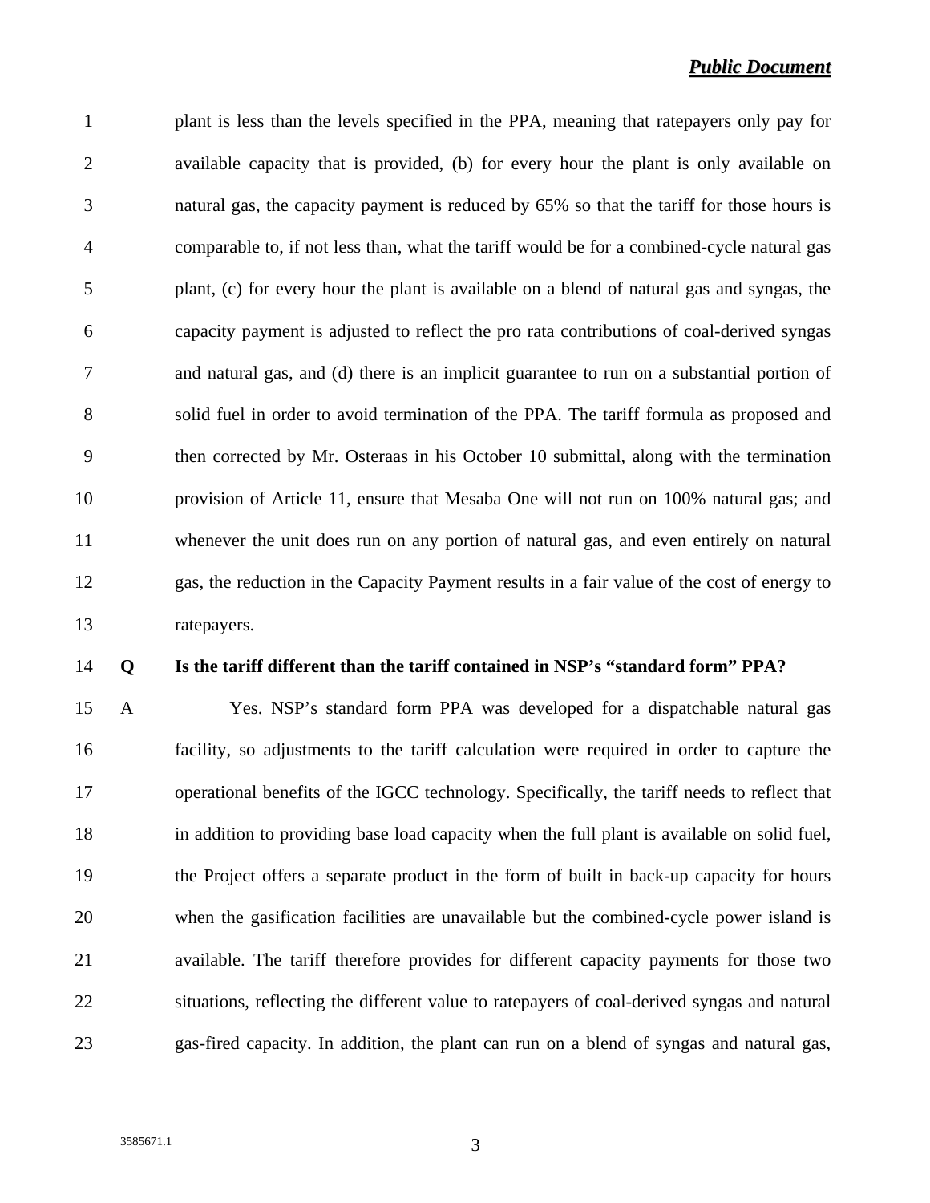plant is less than the levels specified in the PPA, meaning that ratepayers only pay for available capacity that is provided, (b) for every hour the plant is only available on natural gas, the capacity payment is reduced by 65% so that the tariff for those hours is comparable to, if not less than, what the tariff would be for a combined-cycle natural gas plant, (c) for every hour the plant is available on a blend of natural gas and syngas, the capacity payment is adjusted to reflect the pro rata contributions of coal-derived syngas and natural gas, and (d) there is an implicit guarantee to run on a substantial portion of solid fuel in order to avoid termination of the PPA. The tariff formula as proposed and then corrected by Mr. Osteraas in his October 10 submittal, along with the termination provision of Article 11, ensure that Mesaba One will not run on 100% natural gas; and whenever the unit does run on any portion of natural gas, and even entirely on natural gas, the reduction in the Capacity Payment results in a fair value of the cost of energy to ratepayers.

**Q Is the tariff different than the tariff contained in NSP's "standard form" PPA?**

A Yes. NSP's standard form PPA was developed for a dispatchable natural gas facility, so adjustments to the tariff calculation were required in order to capture the operational benefits of the IGCC technology. Specifically, the tariff needs to reflect that in addition to providing base load capacity when the full plant is available on solid fuel, the Project offers a separate product in the form of built in back-up capacity for hours when the gasification facilities are unavailable but the combined-cycle power island is available. The tariff therefore provides for different capacity payments for those two situations, reflecting the different value to ratepayers of coal-derived syngas and natural gas-fired capacity. In addition, the plant can run on a blend of syngas and natural gas,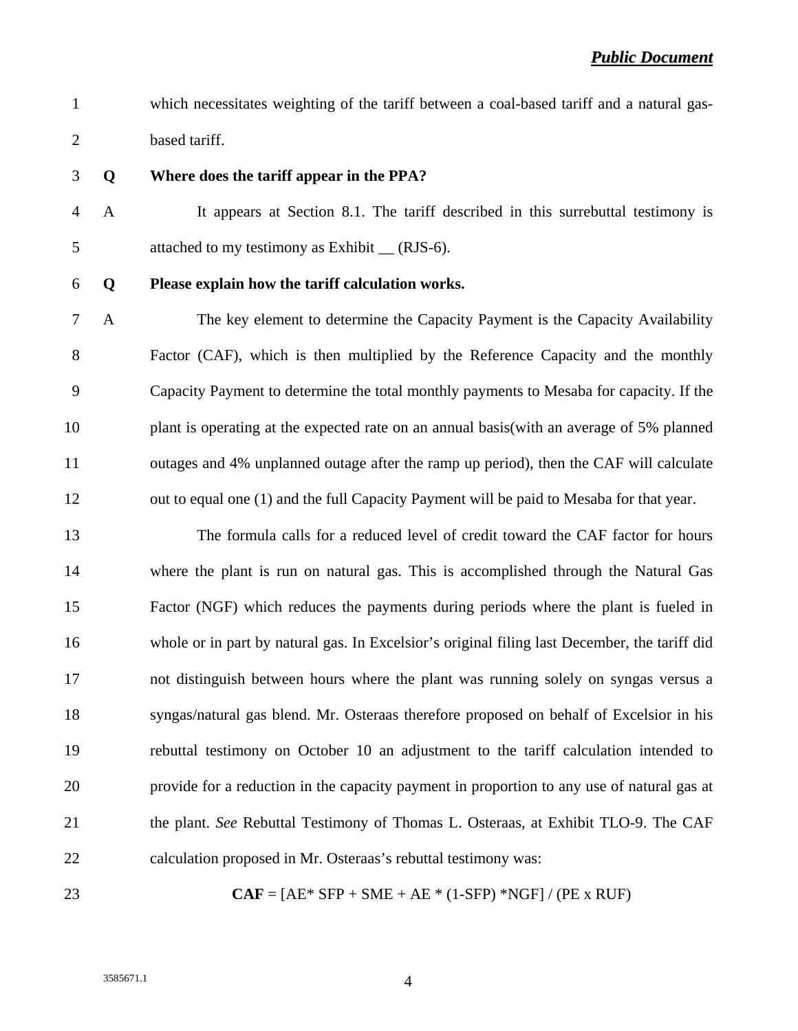which necessitates weighting of the tariff between a coal-based tariff and a natural gas-based tariff.

**Q Where does the tariff appear in the PPA?**

A It appears at Section 8.1. The tariff described in this surrebuttal testimony is attached to my testimony as Exhibit __ (RJS-6).

**Q Please explain how the tariff calculation works.**

A The key element to determine the Capacity Payment is the Capacity Availability Factor (CAF), which is then multiplied by the Reference Capacity and the monthly Capacity Payment to determine the total monthly payments to Mesaba for capacity. If the plant is operating at the expected rate on an annual basis(with an average of 5% planned outages and 4% unplanned outage after the ramp up period), then the CAF will calculate out to equal one (1) and the full Capacity Payment will be paid to Mesaba for that year.

The formula calls for a reduced level of credit toward the CAF factor for hours where the plant is run on natural gas. This is accomplished through the Natural Gas Factor (NGF) which reduces the payments during periods where the plant is fueled in whole or in part by natural gas. In Excelsior's original filing last December, the tariff did not distinguish between hours where the plant was running solely on syngas versus a syngas/natural gas blend. Mr. Osteraas therefore proposed on behalf of Excelsior in his rebuttal testimony on October 10 an adjustment to the tariff calculation intended to provide for a reduction in the capacity payment in proportion to any use of natural gas at the plant. *See* Rebuttal Testimony of Thomas L. Osteraas, at Exhibit TLO-9. The CAF calculation proposed in Mr. Osteraas's rebuttal testimony was:

$$\textbf{CAF} = [AE * SFP + SME + AE * (1-SFP) * NGF] / (PE \times RUF)$$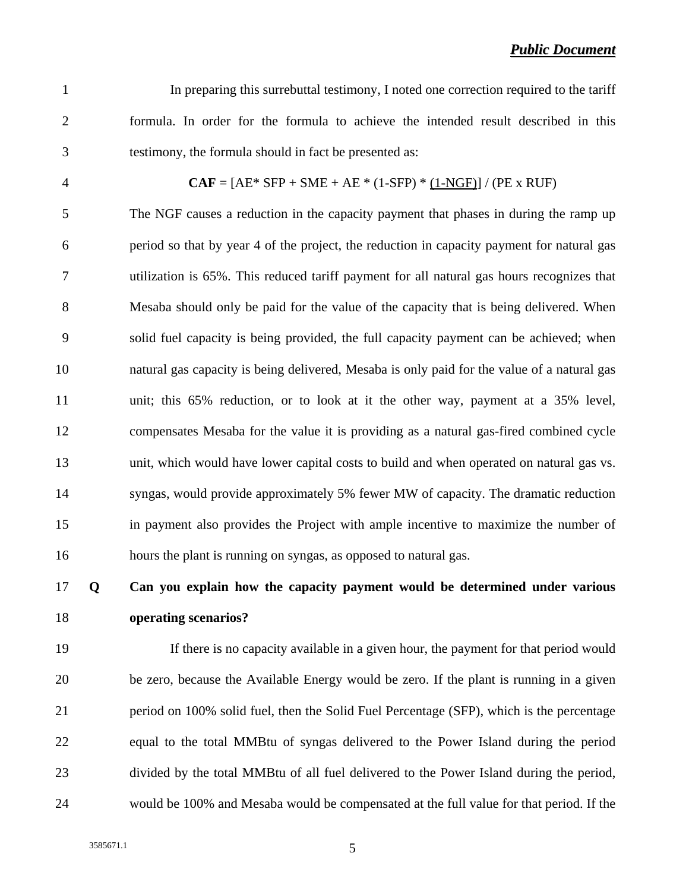In preparing this surrebuttal testimony, I noted one correction required to the tariff formula. In order for the formula to achieve the intended result described in this testimony, the formula should in fact be presented as:

$$\textbf{CAF} = [AE * SFP + SME + AE * (1\text{-}SFP) * \underline{(1\text{-}NGF)}] / (PE \times RUF)$$

The NGF causes a reduction in the capacity payment that phases in during the ramp up period so that by year 4 of the project, the reduction in capacity payment for natural gas utilization is 65%. This reduced tariff payment for all natural gas hours recognizes that Mesaba should only be paid for the value of the capacity that is being delivered. When solid fuel capacity is being provided, the full capacity payment can be achieved; when natural gas capacity is being delivered, Mesaba is only paid for the value of a natural gas unit; this 65% reduction, or to look at it the other way, payment at a 35% level, compensates Mesaba for the value it is providing as a natural gas-fired combined cycle unit, which would have lower capital costs to build and when operated on natural gas vs. syngas, would provide approximately 5% fewer MW of capacity. The dramatic reduction in payment also provides the Project with ample incentive to maximize the number of hours the plant is running on syngas, as opposed to natural gas.

**Q Can you explain how the capacity payment would be determined under various operating scenarios?**

If there is no capacity available in a given hour, the payment for that period would be zero, because the Available Energy would be zero. If the plant is running in a given period on 100% solid fuel, then the Solid Fuel Percentage (SFP), which is the percentage equal to the total MMBtu of syngas delivered to the Power Island during the period divided by the total MMBtu of all fuel delivered to the Power Island during the period, would be 100% and Mesaba would be compensated at the full value for that period. If the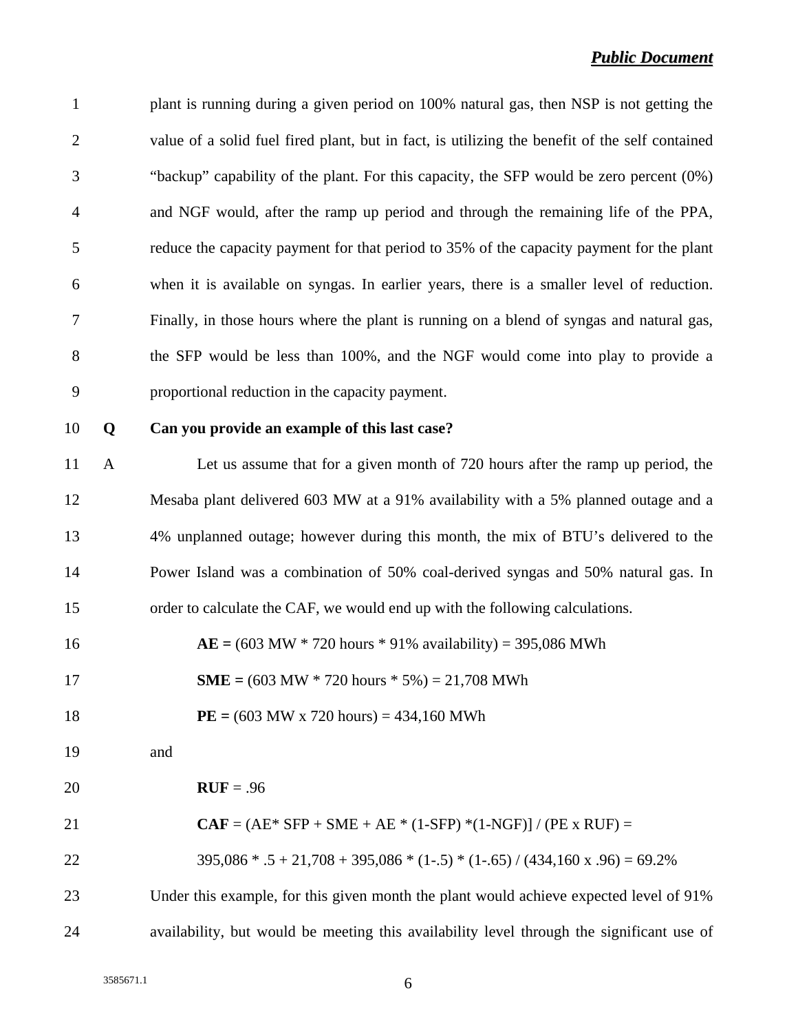plant is running during a given period on 100% natural gas, then NSP is not getting the value of a solid fuel fired plant, but in fact, is utilizing the benefit of the self contained "backup" capability of the plant. For this capacity, the SFP would be zero percent (0%) and NGF would, after the ramp up period and through the remaining life of the PPA, reduce the capacity payment for that period to 35% of the capacity payment for the plant when it is available on syngas. In earlier years, there is a smaller level of reduction. Finally, in those hours where the plant is running on a blend of syngas and natural gas, the SFP would be less than 100%, and the NGF would come into play to provide a proportional reduction in the capacity payment.

**Q Can you provide an example of this last case?**

A Let us assume that for a given month of 720 hours after the ramp up period, the Mesaba plant delivered 603 MW at a 91% availability with a 5% planned outage and a 4% unplanned outage; however during this month, the mix of BTU's delivered to the Power Island was a combination of 50% coal-derived syngas and 50% natural gas. In order to calculate the CAF, we would end up with the following calculations.

**AE =** (603 MW * 720 hours * 91% availability) = 395,086 MWh

**SME =** (603 MW * 720 hours * 5%) = 21,708 MWh

**PE =** (603 MW x 720 hours) = 434,160 MWh

and

**RUF** = .96

**CAF** = (AE* SFP + SME + AE * (1-SFP) *(1-NGF)] / (PE x RUF) =

395,086 * .5 + 21,708 + 395,086 * (1-.5) * (1-.65) / (434,160 x .96) = 69.2%

Under this example, for this given month the plant would achieve expected level of 91% availability, but would be meeting this availability level through the significant use of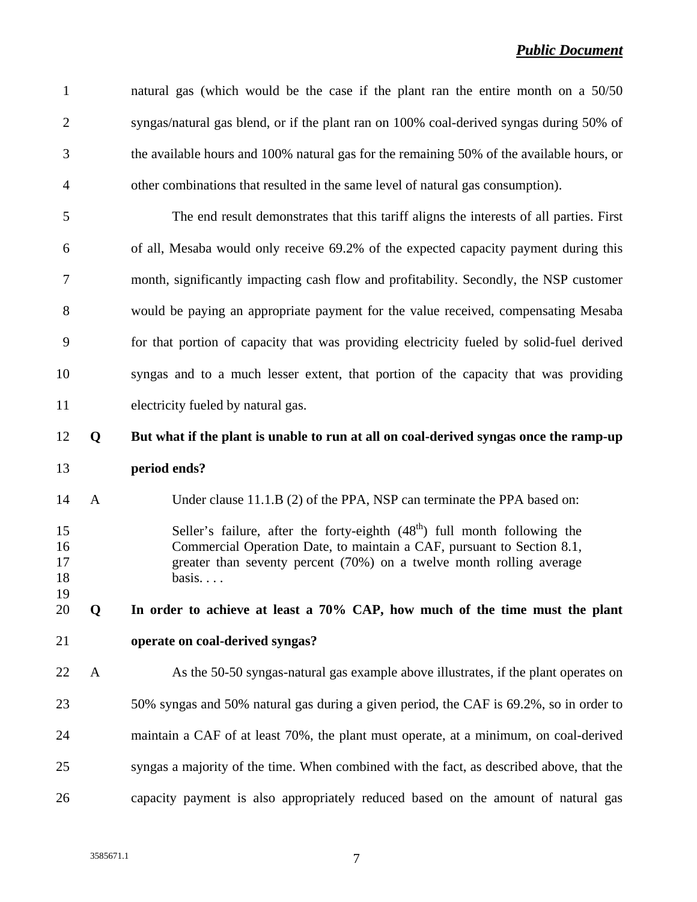natural gas (which would be the case if the plant ran the entire month on a 50/50 syngas/natural gas blend, or if the plant ran on 100% coal-derived syngas during 50% of the available hours and 100% natural gas for the remaining 50% of the available hours, or other combinations that resulted in the same level of natural gas consumption).

The end result demonstrates that this tariff aligns the interests of all parties. First of all, Mesaba would only receive 69.2% of the expected capacity payment during this month, significantly impacting cash flow and profitability. Secondly, the NSP customer would be paying an appropriate payment for the value received, compensating Mesaba for that portion of capacity that was providing electricity fueled by solid-fuel derived syngas and to a much lesser extent, that portion of the capacity that was providing electricity fueled by natural gas.

**Q But what if the plant is unable to run at all on coal-derived syngas once the ramp-up period ends?**

A Under clause 11.1.B (2) of the PPA, NSP can terminate the PPA based on:

> Seller's failure, after the forty-eighth ($48^{th}$) full month following the Commercial Operation Date, to maintain a CAF, pursuant to Section 8.1, greater than seventy percent (70%) on a twelve month rolling average basis. . . .

**Q In order to achieve at least a 70% CAP, how much of the time must the plant operate on coal-derived syngas?**

A As the 50-50 syngas-natural gas example above illustrates, if the plant operates on 50% syngas and 50% natural gas during a given period, the CAF is 69.2%, so in order to maintain a CAF of at least 70%, the plant must operate, at a minimum, on coal-derived syngas a majority of the time. When combined with the fact, as described above, that the capacity payment is also appropriately reduced based on the amount of natural gas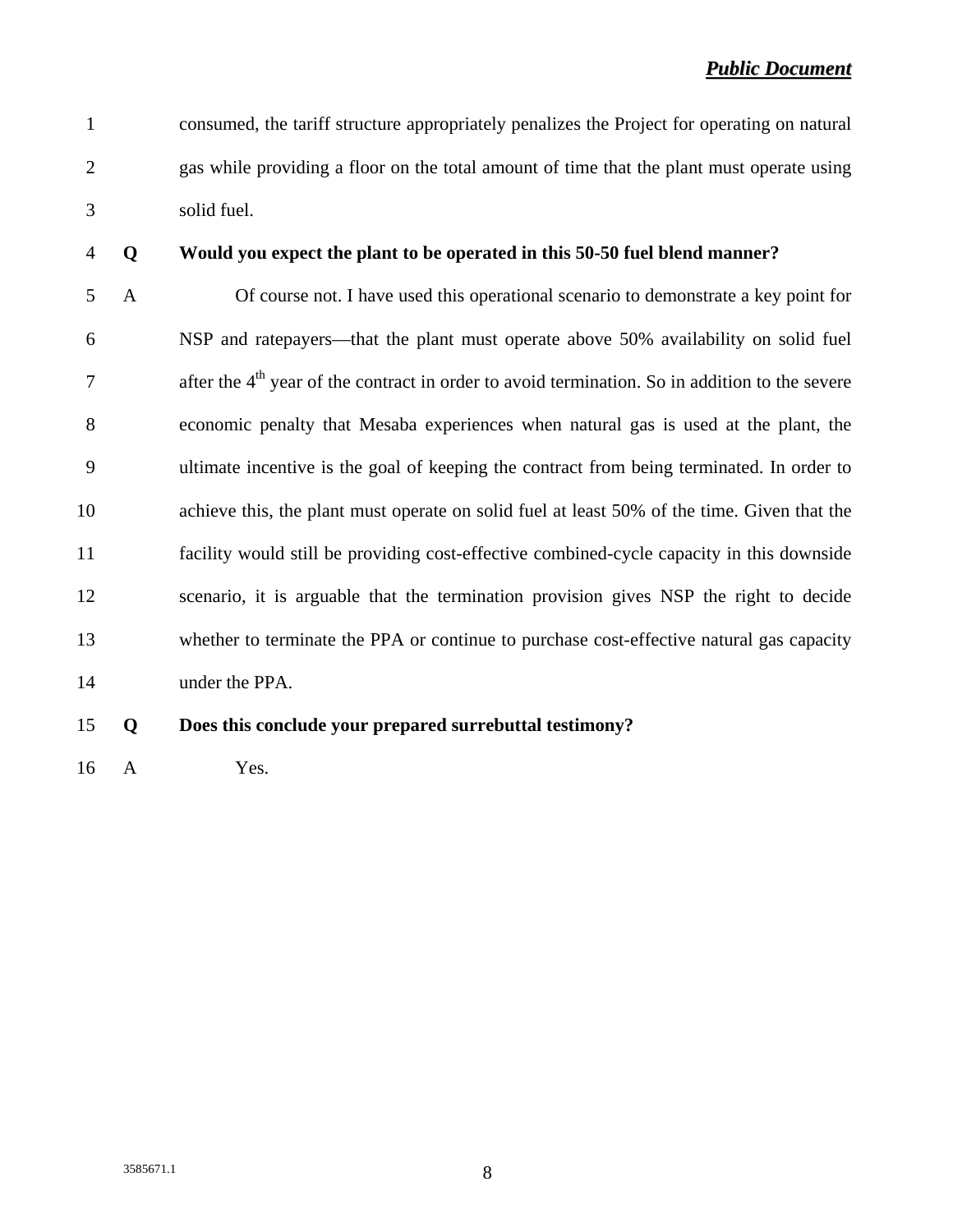consumed, the tariff structure appropriately penalizes the Project for operating on natural gas while providing a floor on the total amount of time that the plant must operate using solid fuel.

**Q Would you expect the plant to be operated in this 50-50 fuel blend manner?**

A Of course not. I have used this operational scenario to demonstrate a key point for NSP and ratepayers—that the plant must operate above 50% availability on solid fuel after the 4th year of the contract in order to avoid termination. So in addition to the severe economic penalty that Mesaba experiences when natural gas is used at the plant, the ultimate incentive is the goal of keeping the contract from being terminated. In order to achieve this, the plant must operate on solid fuel at least 50% of the time. Given that the facility would still be providing cost-effective combined-cycle capacity in this downside scenario, it is arguable that the termination provision gives NSP the right to decide whether to terminate the PPA or continue to purchase cost-effective natural gas capacity under the PPA.

**Q Does this conclude your prepared surrebuttal testimony?**

A Yes.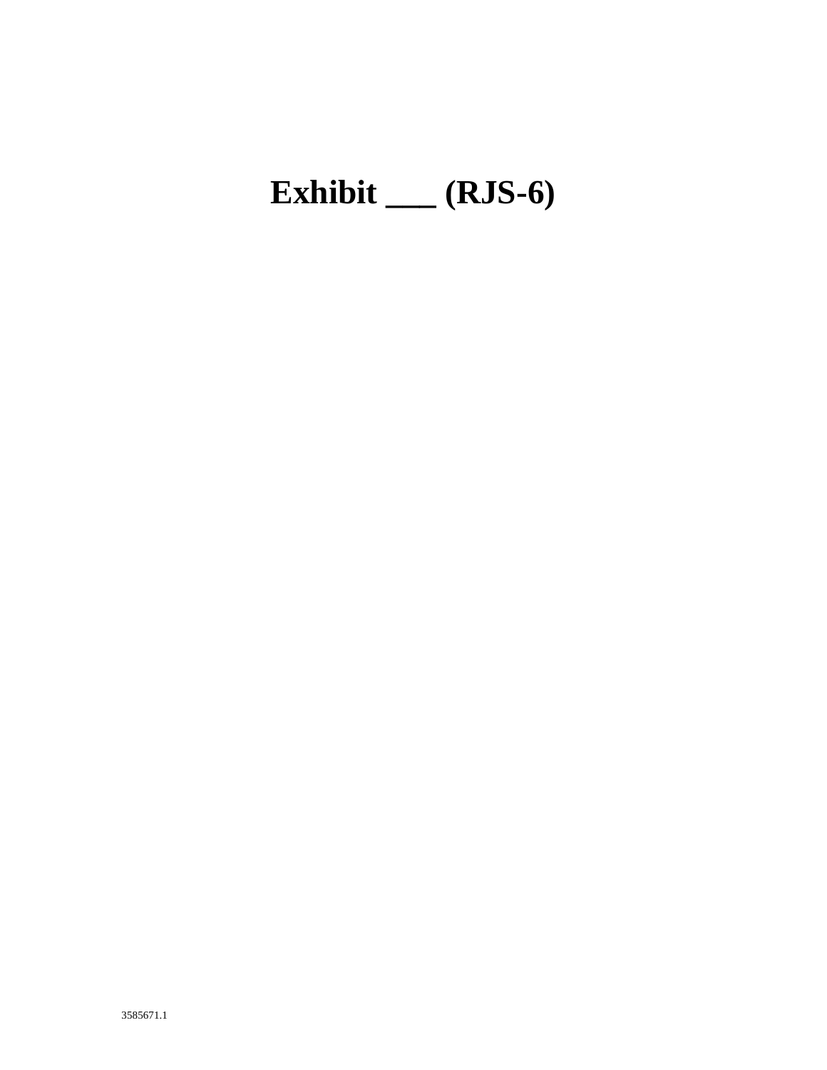# Exhibit ___ (RJS-6)

3585671.1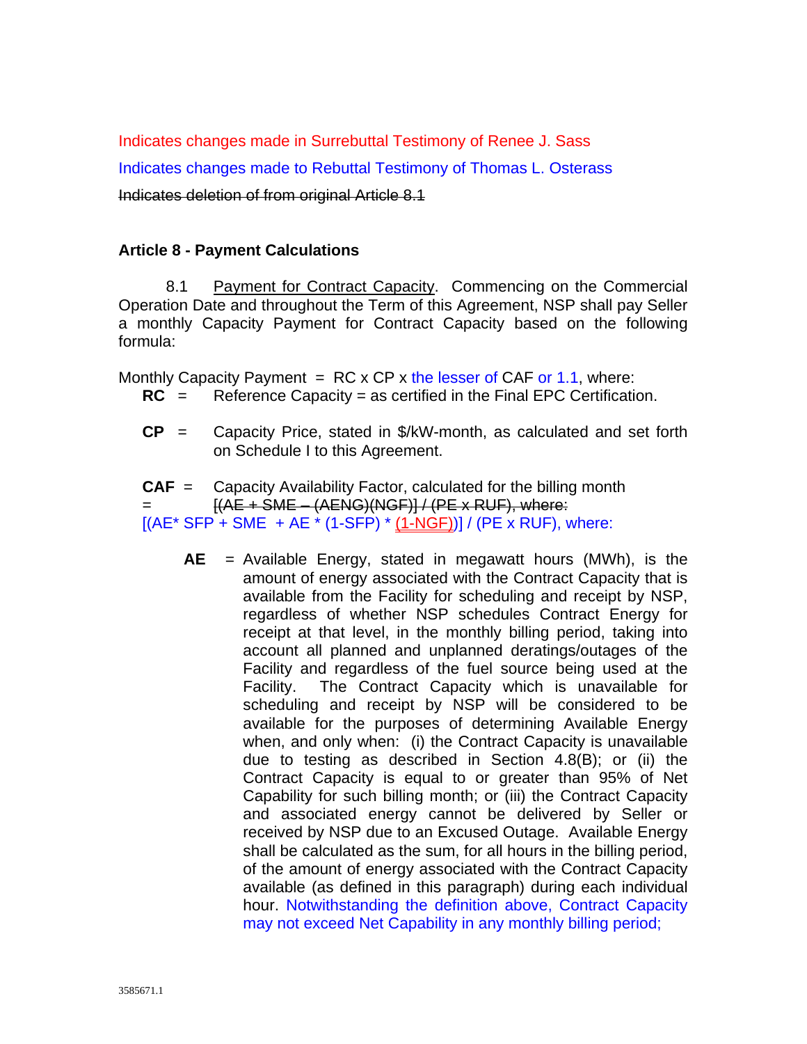Indicates changes made in Surrebuttal Testimony of Renee J. Sass

Indicates changes made to Rebuttal Testimony of Thomas L. Osterass

~~Indicates deletion of from original Article 8.1~~

### Article 8 - Payment Calculations

8.1 Payment for Contract Capacity. Commencing on the Commercial Operation Date and throughout the Term of this Agreement, NSP shall pay Seller a monthly Capacity Payment for Contract Capacity based on the following formula:

Monthly Capacity Payment = RC x CP x the lesser of CAF or 1.1, where:

**RC** = Reference Capacity = as certified in the Final EPC Certification.

**CP** = Capacity Price, stated in \$/kW-month, as calculated and set forth on Schedule I to this Agreement.

**CAF** = Capacity Availability Factor, calculated for the billing month

= ~~[(AE + SME – (AENG)(NGF)] / (PE x RUF), where:~~

[(AE* SFP + SME + AE * (1-SFP) * (1-NGF))] / (PE x RUF), where:

**AE** = Available Energy, stated in megawatt hours (MWh), is the amount of energy associated with the Contract Capacity that is available from the Facility for scheduling and receipt by NSP, regardless of whether NSP schedules Contract Energy for receipt at that level, in the monthly billing period, taking into account all planned and unplanned deratings/outages of the Facility and regardless of the fuel source being used at the Facility. The Contract Capacity which is unavailable for scheduling and receipt by NSP will be considered to be available for the purposes of determining Available Energy when, and only when: (i) the Contract Capacity is unavailable due to testing as described in Section 4.8(B); or (ii) the Contract Capacity is equal to or greater than 95% of Net Capability for such billing month; or (iii) the Contract Capacity and associated energy cannot be delivered by Seller or received by NSP due to an Excused Outage. Available Energy shall be calculated as the sum, for all hours in the billing period, of the amount of energy associated with the Contract Capacity available (as defined in this paragraph) during each individual hour. Notwithstanding the definition above, Contract Capacity may not exceed Net Capability in any monthly billing period;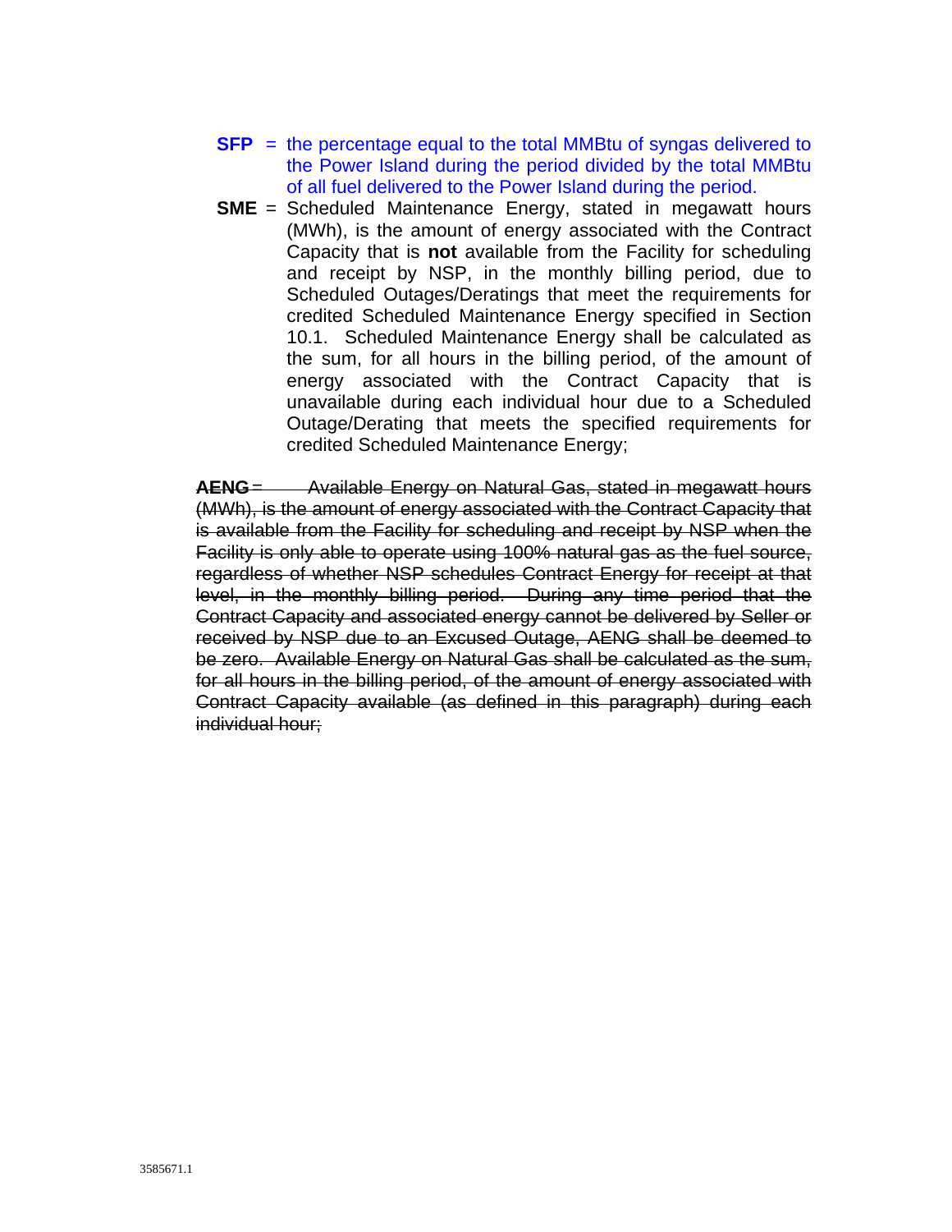**SFP** = the percentage equal to the total MMBtu of syngas delivered to the Power Island during the period divided by the total MMBtu of all fuel delivered to the Power Island during the period.

**SME** = Scheduled Maintenance Energy, stated in megawatt hours (MWh), is the amount of energy associated with the Contract Capacity that is **not** available from the Facility for scheduling and receipt by NSP, in the monthly billing period, due to Scheduled Outages/Deratings that meet the requirements for credited Scheduled Maintenance Energy specified in Section 10.1. Scheduled Maintenance Energy shall be calculated as the sum, for all hours in the billing period, of the amount of energy associated with the Contract Capacity that is unavailable during each individual hour due to a Scheduled Outage/Derating that meets the specified requirements for credited Scheduled Maintenance Energy;

~~**AENG** = Available Energy on Natural Gas, stated in megawatt hours (MWh), is the amount of energy associated with the Contract Capacity that is available from the Facility for scheduling and receipt by NSP when the Facility is only able to operate using 100% natural gas as the fuel source, regardless of whether NSP schedules Contract Energy for receipt at that level, in the monthly billing period. During any time period that the Contract Capacity and associated energy cannot be delivered by Seller or received by NSP due to an Excused Outage, AENG shall be deemed to be zero. Available Energy on Natural Gas shall be calculated as the sum, for all hours in the billing period, of the amount of energy associated with Contract Capacity available (as defined in this paragraph) during each individual hour;~~

3585671.1